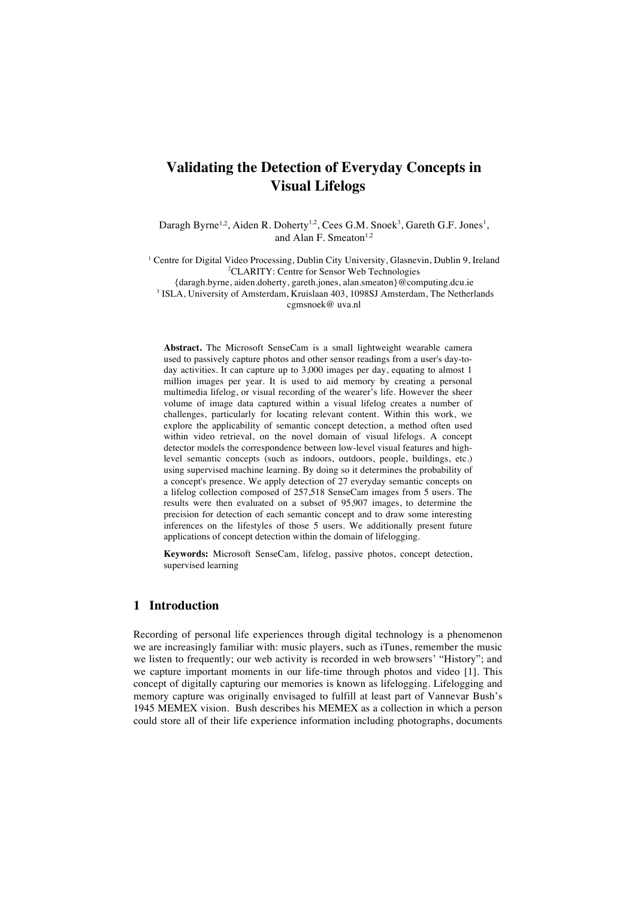# Validating the Detection of Everyday Concepts in Visual Lifelogs

Daragh Byrne[1,2], Aiden R. Doherty[1,2], Cees G.M. Snoek[3], Gareth G.F. Jones[1], and Alan F. Smeaton[1,2]

[1] Centre for Digital Video Processing, Dublin City University, Glasnevin, Dublin 9, Ireland
[2]CLARITY: Centre for Sensor Web Technologies
{daragh.byrne, aiden.doherty, gareth.jones, alan.smeaton}@computing.dcu.ie
[3] ISLA, University of Amsterdam, Kruislaan 403, 1098SJ Amsterdam, The Netherlands
cgmsnoek@ uva.nl

**Abstract.** The Microsoft SenseCam is a small lightweight wearable camera used to passively capture photos and other sensor readings from a user's day-to-day activities. It can capture up to 3,000 images per day, equating to almost 1 million images per year. It is used to aid memory by creating a personal multimedia lifelog, or visual recording of the wearer's life. However the sheer volume of image data captured within a visual lifelog creates a number of challenges, particularly for locating relevant content. Within this work, we explore the applicability of semantic concept detection, a method often used within video retrieval, on the novel domain of visual lifelogs. A concept detector models the correspondence between low-level visual features and high-level semantic concepts (such as indoors, outdoors, people, buildings, etc.) using supervised machine learning. By doing so it determines the probability of a concept's presence. We apply detection of 27 everyday semantic concepts on a lifelog collection composed of 257,518 SenseCam images from 5 users. The results were then evaluated on a subset of 95,907 images, to determine the precision for detection of each semantic concept and to draw some interesting inferences on the lifestyles of those 5 users. We additionally present future applications of concept detection within the domain of lifelogging.

**Keywords:** Microsoft SenseCam, lifelog, passive photos, concept detection, supervised learning

## 1 Introduction

Recording of personal life experiences through digital technology is a phenomenon we are increasingly familiar with: music players, such as iTunes, remember the music we listen to frequently; our web activity is recorded in web browsers' "History"; and we capture important moments in our life-time through photos and video [1]. This concept of digitally capturing our memories is known as lifelogging. Lifelogging and memory capture was originally envisaged to fulfill at least part of Vannevar Bush's 1945 MEMEX vision. Bush describes his MEMEX as a collection in which a person could store all of their life experience information including photographs, documents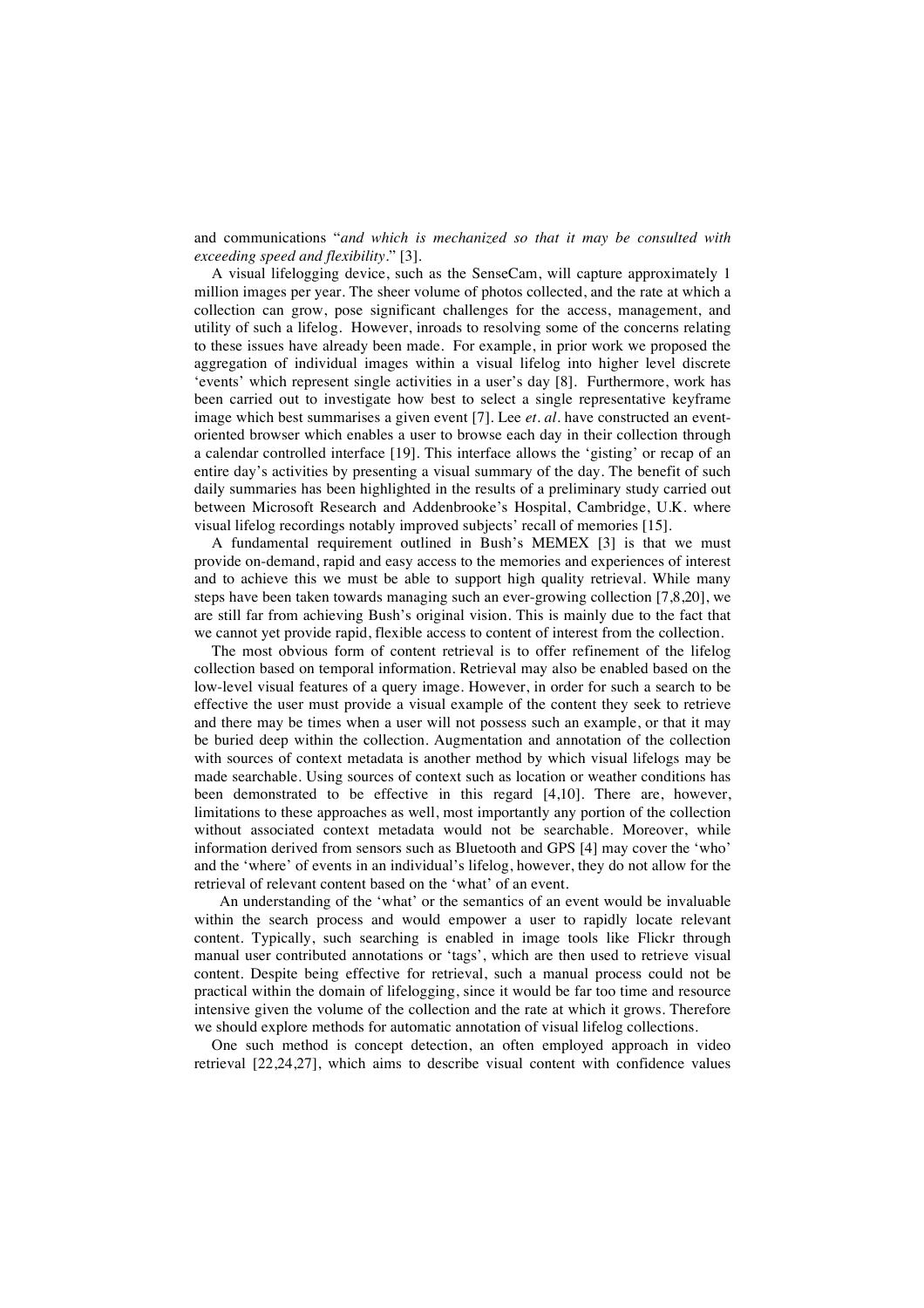and communications "*and which is mechanized so that it may be consulted with exceeding speed and flexibility*." [3].

A visual lifelogging device, such as the SenseCam, will capture approximately 1 million images per year. The sheer volume of photos collected, and the rate at which a collection can grow, pose significant challenges for the access, management, and utility of such a lifelog. However, inroads to resolving some of the concerns relating to these issues have already been made. For example, in prior work we proposed the aggregation of individual images within a visual lifelog into higher level discrete 'events' which represent single activities in a user's day [8]. Furthermore, work has been carried out to investigate how best to select a single representative keyframe image which best summarises a given event [7]. Lee *et. al*. have constructed an event-oriented browser which enables a user to browse each day in their collection through a calendar controlled interface [19]. This interface allows the 'gisting' or recap of an entire day's activities by presenting a visual summary of the day. The benefit of such daily summaries has been highlighted in the results of a preliminary study carried out between Microsoft Research and Addenbrooke's Hospital, Cambridge, U.K. where visual lifelog recordings notably improved subjects' recall of memories [15].

A fundamental requirement outlined in Bush's MEMEX [3] is that we must provide on-demand, rapid and easy access to the memories and experiences of interest and to achieve this we must be able to support high quality retrieval. While many steps have been taken towards managing such an ever-growing collection [7,8,20], we are still far from achieving Bush's original vision. This is mainly due to the fact that we cannot yet provide rapid, flexible access to content of interest from the collection.

The most obvious form of content retrieval is to offer refinement of the lifelog collection based on temporal information. Retrieval may also be enabled based on the low-level visual features of a query image. However, in order for such a search to be effective the user must provide a visual example of the content they seek to retrieve and there may be times when a user will not possess such an example, or that it may be buried deep within the collection. Augmentation and annotation of the collection with sources of context metadata is another method by which visual lifelogs may be made searchable. Using sources of context such as location or weather conditions has been demonstrated to be effective in this regard [4,10]. There are, however, limitations to these approaches as well, most importantly any portion of the collection without associated context metadata would not be searchable. Moreover, while information derived from sensors such as Bluetooth and GPS [4] may cover the 'who' and the 'where' of events in an individual's lifelog, however, they do not allow for the retrieval of relevant content based on the 'what' of an event.

An understanding of the 'what' or the semantics of an event would be invaluable within the search process and would empower a user to rapidly locate relevant content. Typically, such searching is enabled in image tools like Flickr through manual user contributed annotations or 'tags', which are then used to retrieve visual content. Despite being effective for retrieval, such a manual process could not be practical within the domain of lifelogging, since it would be far too time and resource intensive given the volume of the collection and the rate at which it grows. Therefore we should explore methods for automatic annotation of visual lifelog collections.

One such method is concept detection, an often employed approach in video retrieval [22,24,27], which aims to describe visual content with confidence values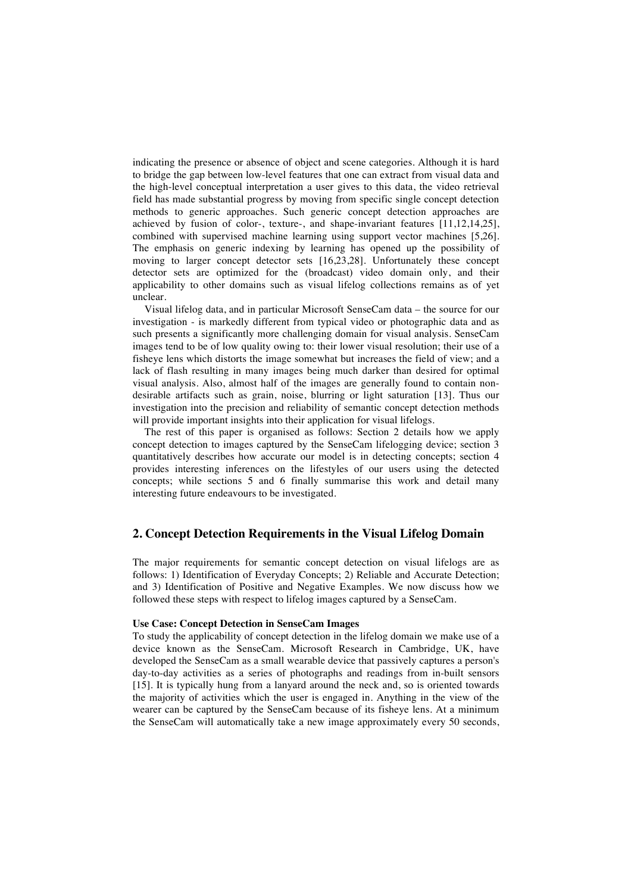indicating the presence or absence of object and scene categories. Although it is hard to bridge the gap between low-level features that one can extract from visual data and the high-level conceptual interpretation a user gives to this data, the video retrieval field has made substantial progress by moving from specific single concept detection methods to generic approaches. Such generic concept detection approaches are achieved by fusion of color-, texture-, and shape-invariant features [11,12,14,25], combined with supervised machine learning using support vector machines [5,26]. The emphasis on generic indexing by learning has opened up the possibility of moving to larger concept detector sets [16,23,28]. Unfortunately these concept detector sets are optimized for the (broadcast) video domain only, and their applicability to other domains such as visual lifelog collections remains as of yet unclear.

Visual lifelog data, and in particular Microsoft SenseCam data – the source for our investigation - is markedly different from typical video or photographic data and as such presents a significantly more challenging domain for visual analysis. SenseCam images tend to be of low quality owing to: their lower visual resolution; their use of a fisheye lens which distorts the image somewhat but increases the field of view; and a lack of flash resulting in many images being much darker than desired for optimal visual analysis. Also, almost half of the images are generally found to contain non-desirable artifacts such as grain, noise, blurring or light saturation [13]. Thus our investigation into the precision and reliability of semantic concept detection methods will provide important insights into their application for visual lifelogs.

The rest of this paper is organised as follows: Section 2 details how we apply concept detection to images captured by the SenseCam lifelogging device; section 3 quantitatively describes how accurate our model is in detecting concepts; section 4 provides interesting inferences on the lifestyles of our users using the detected concepts; while sections 5 and 6 finally summarise this work and detail many interesting future endeavours to be investigated.

## 2. Concept Detection Requirements in the Visual Lifelog Domain

The major requirements for semantic concept detection on visual lifelogs are as follows: 1) Identification of Everyday Concepts; 2) Reliable and Accurate Detection; and 3) Identification of Positive and Negative Examples. We now discuss how we followed these steps with respect to lifelog images captured by a SenseCam.

**Use Case: Concept Detection in SenseCam Images**

To study the applicability of concept detection in the lifelog domain we make use of a device known as the SenseCam. Microsoft Research in Cambridge, UK, have developed the SenseCam as a small wearable device that passively captures a person's day-to-day activities as a series of photographs and readings from in-built sensors [15]. It is typically hung from a lanyard around the neck and, so is oriented towards the majority of activities which the user is engaged in. Anything in the view of the wearer can be captured by the SenseCam because of its fisheye lens. At a minimum the SenseCam will automatically take a new image approximately every 50 seconds,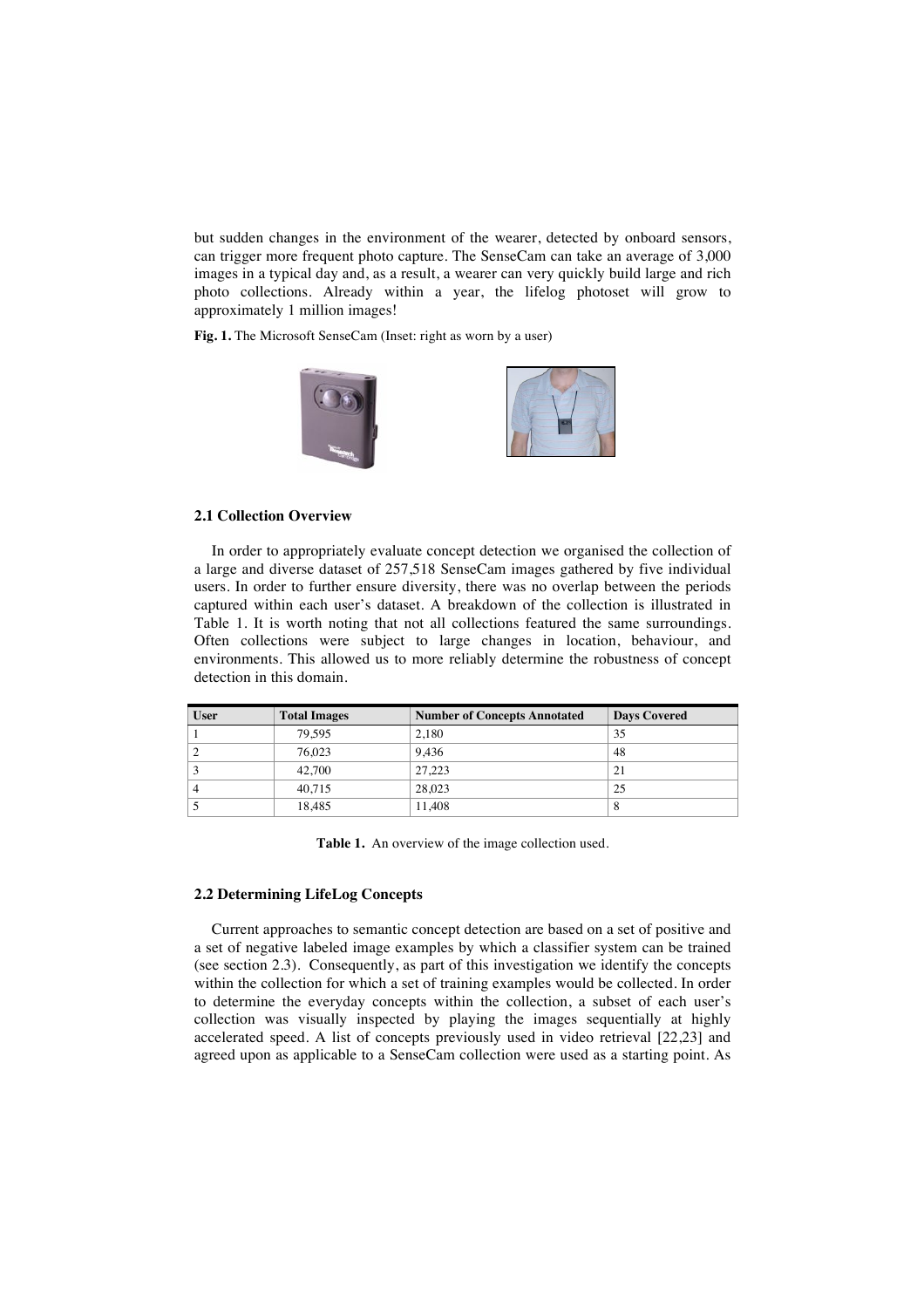but sudden changes in the environment of the wearer, detected by onboard sensors, can trigger more frequent photo capture. The SenseCam can take an average of 3,000 images in a typical day and, as a result, a wearer can very quickly build large and rich photo collections. Already within a year, the lifelog photoset will grow to approximately 1 million images!

**Fig. 1.** The Microsoft SenseCam (Inset: right as worn by a user)

### 2.1 Collection Overview

In order to appropriately evaluate concept detection we organised the collection of a large and diverse dataset of 257,518 SenseCam images gathered by five individual users. In order to further ensure diversity, there was no overlap between the periods captured within each user's dataset. A breakdown of the collection is illustrated in Table 1. It is worth noting that not all collections featured the same surroundings. Often collections were subject to large changes in location, behaviour, and environments. This allowed us to more reliably determine the robustness of concept detection in this domain.

| User | Total Images | Number of Concepts Annotated | Days Covered |
|---|---|---|---|
| 1 | 79,595 | 2,180 | 35 |
| 2 | 76,023 | 9,436 | 48 |
| 3 | 42,700 | 27,223 | 21 |
| 4 | 40,715 | 28,023 | 25 |
| 5 | 18,485 | 11,408 | 8 |

**Table 1.** An overview of the image collection used.

### 2.2 Determining LifeLog Concepts

Current approaches to semantic concept detection are based on a set of positive and a set of negative labeled image examples by which a classifier system can be trained (see section 2.3). Consequently, as part of this investigation we identify the concepts within the collection for which a set of training examples would be collected. In order to determine the everyday concepts within the collection, a subset of each user's collection was visually inspected by playing the images sequentially at highly accelerated speed. A list of concepts previously used in video retrieval [22,23] and agreed upon as applicable to a SenseCam collection were used as a starting point. As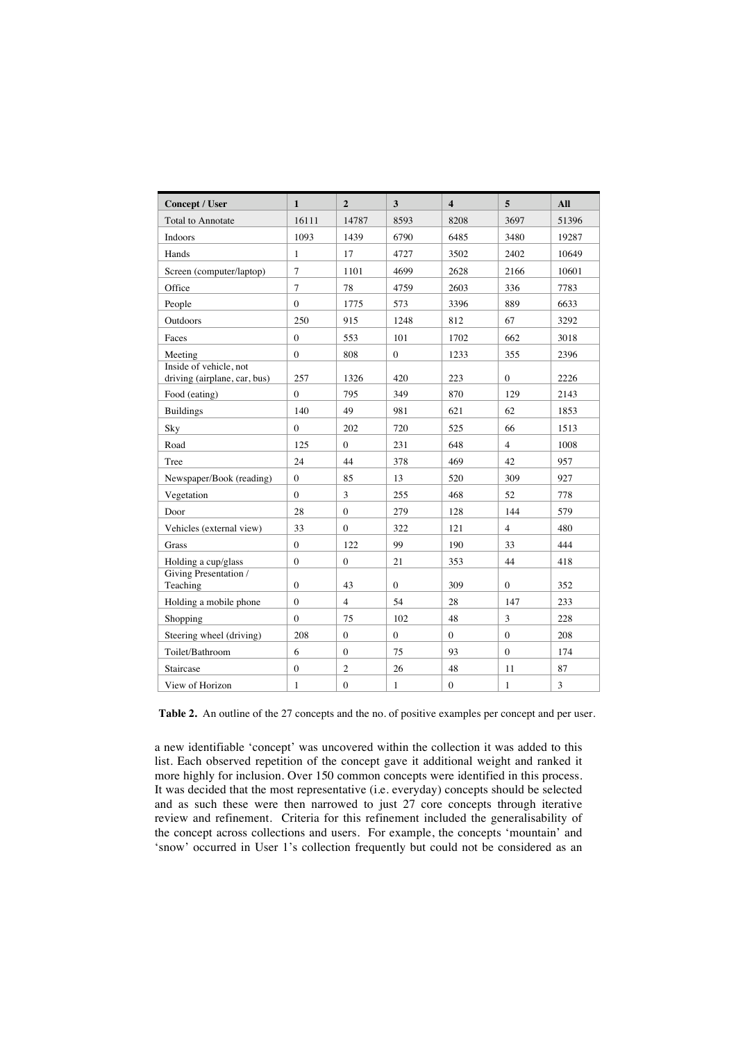| Concept / User | 1 | 2 | 3 | 4 | 5 | All |
|---|---|---|---|---|---|---|
| Total to Annotate | 16111 | 14787 | 8593 | 8208 | 3697 | 51396 |
| Indoors | 1093 | 1439 | 6790 | 6485 | 3480 | 19287 |
| Hands | 1 | 17 | 4727 | 3502 | 2402 | 10649 |
| Screen (computer/laptop) | 7 | 1101 | 4699 | 2628 | 2166 | 10601 |
| Office | 7 | 78 | 4759 | 2603 | 336 | 7783 |
| People | 0 | 1775 | 573 | 3396 | 889 | 6633 |
| Outdoors | 250 | 915 | 1248 | 812 | 67 | 3292 |
| Faces | 0 | 553 | 101 | 1702 | 662 | 3018 |
| Meeting | 0 | 808 | 0 | 1233 | 355 | 2396 |
| Inside of vehicle, not driving (airplane, car, bus) | 257 | 1326 | 420 | 223 | 0 | 2226 |
| Food (eating) | 0 | 795 | 349 | 870 | 129 | 2143 |
| Buildings | 140 | 49 | 981 | 621 | 62 | 1853 |
| Sky | 0 | 202 | 720 | 525 | 66 | 1513 |
| Road | 125 | 0 | 231 | 648 | 4 | 1008 |
| Tree | 24 | 44 | 378 | 469 | 42 | 957 |
| Newspaper/Book (reading) | 0 | 85 | 13 | 520 | 309 | 927 |
| Vegetation | 0 | 3 | 255 | 468 | 52 | 778 |
| Door | 28 | 0 | 279 | 128 | 144 | 579 |
| Vehicles (external view) | 33 | 0 | 322 | 121 | 4 | 480 |
| Grass | 0 | 122 | 99 | 190 | 33 | 444 |
| Holding a cup/glass | 0 | 0 | 21 | 353 | 44 | 418 |
| Giving Presentation / Teaching | 0 | 43 | 0 | 309 | 0 | 352 |
| Holding a mobile phone | 0 | 4 | 54 | 28 | 147 | 233 |
| Shopping | 0 | 75 | 102 | 48 | 3 | 228 |
| Steering wheel (driving) | 208 | 0 | 0 | 0 | 0 | 208 |
| Toilet/Bathroom | 6 | 0 | 75 | 93 | 0 | 174 |
| Staircase | 0 | 2 | 26 | 48 | 11 | 87 |
| View of Horizon | 1 | 0 | 1 | 0 | 1 | 3 |

**Table 2.** An outline of the 27 concepts and the no. of positive examples per concept and per user.

a new identifiable 'concept' was uncovered within the collection it was added to this list. Each observed repetition of the concept gave it additional weight and ranked it more highly for inclusion. Over 150 common concepts were identified in this process. It was decided that the most representative (i.e. everyday) concepts should be selected and as such these were then narrowed to just 27 core concepts through iterative review and refinement. Criteria for this refinement included the generalisability of the concept across collections and users. For example, the concepts 'mountain' and 'snow' occurred in User 1's collection frequently but could not be considered as an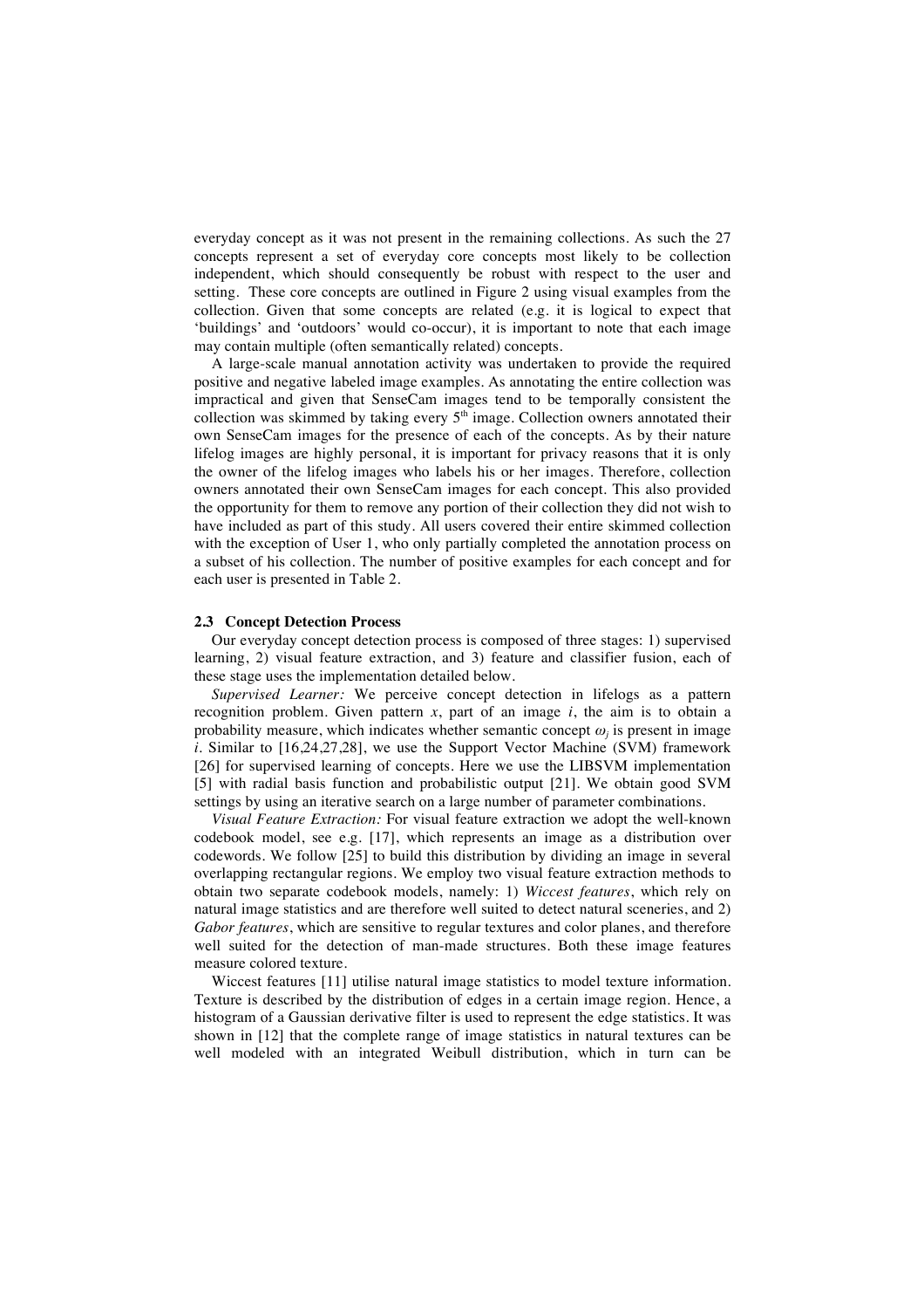everyday concept as it was not present in the remaining collections. As such the 27 concepts represent a set of everyday core concepts most likely to be collection independent, which should consequently be robust with respect to the user and setting. These core concepts are outlined in Figure 2 using visual examples from the collection. Given that some concepts are related (e.g. it is logical to expect that 'buildings' and 'outdoors' would co-occur), it is important to note that each image may contain multiple (often semantically related) concepts.

A large-scale manual annotation activity was undertaken to provide the required positive and negative labeled image examples. As annotating the entire collection was impractical and given that SenseCam images tend to be temporally consistent the collection was skimmed by taking every 5$^{th}$ image. Collection owners annotated their own SenseCam images for the presence of each of the concepts. As by their nature lifelog images are highly personal, it is important for privacy reasons that it is only the owner of the lifelog images who labels his or her images. Therefore, collection owners annotated their own SenseCam images for each concept. This also provided the opportunity for them to remove any portion of their collection they did not wish to have included as part of this study. All users covered their entire skimmed collection with the exception of User 1, who only partially completed the annotation process on a subset of his collection. The number of positive examples for each concept and for each user is presented in Table 2.

### 2.3 Concept Detection Process

Our everyday concept detection process is composed of three stages: 1) supervised learning, 2) visual feature extraction, and 3) feature and classifier fusion, each of these stage uses the implementation detailed below.

*Supervised Learner:* We perceive concept detection in lifelogs as a pattern recognition problem. Given pattern $x$, part of an image $i$, the aim is to obtain a probability measure, which indicates whether semantic concept $\omega_j$ is present in image $i$. Similar to [16,24,27,28], we use the Support Vector Machine (SVM) framework [26] for supervised learning of concepts. Here we use the LIBSVM implementation [5] with radial basis function and probabilistic output [21]. We obtain good SVM settings by using an iterative search on a large number of parameter combinations.

*Visual Feature Extraction:* For visual feature extraction we adopt the well-known codebook model, see e.g. [17], which represents an image as a distribution over codewords. We follow [25] to build this distribution by dividing an image in several overlapping rectangular regions. We employ two visual feature extraction methods to obtain two separate codebook models, namely: 1) *Wiccest features*, which rely on natural image statistics and are therefore well suited to detect natural sceneries, and 2) *Gabor features*, which are sensitive to regular textures and color planes, and therefore well suited for the detection of man-made structures. Both these image features measure colored texture.

Wiccest features [11] utilise natural image statistics to model texture information. Texture is described by the distribution of edges in a certain image region. Hence, a histogram of a Gaussian derivative filter is used to represent the edge statistics. It was shown in [12] that the complete range of image statistics in natural textures can be well modeled with an integrated Weibull distribution, which in turn can be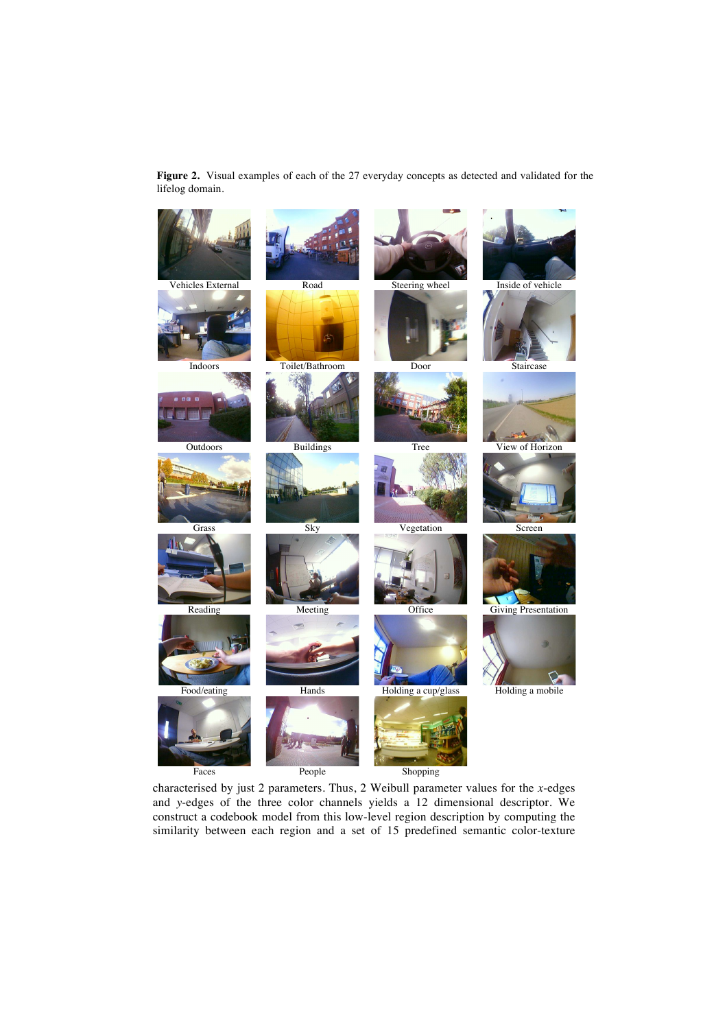**Figure 2.** Visual examples of each of the 27 everyday concepts as detected and validated for the lifelog domain.

Vehicles External | Road | Steering wheel | Inside of vehicle

Indoors | Toilet/Bathroom | Door | Staircase

Outdoors | Buildings | Tree | View of Horizon

Grass | Sky | Vegetation | Screen

Reading | Meeting | Office | Giving Presentation

Food/eating | Hands | Holding a cup/glass | Holding a mobile

Faces | People | Shopping

characterised by just 2 parameters. Thus, 2 Weibull parameter values for the $x$-edges and $y$-edges of the three color channels yields a 12 dimensional descriptor. We construct a codebook model from this low-level region description by computing the similarity between each region and a set of 15 predefined semantic color-texture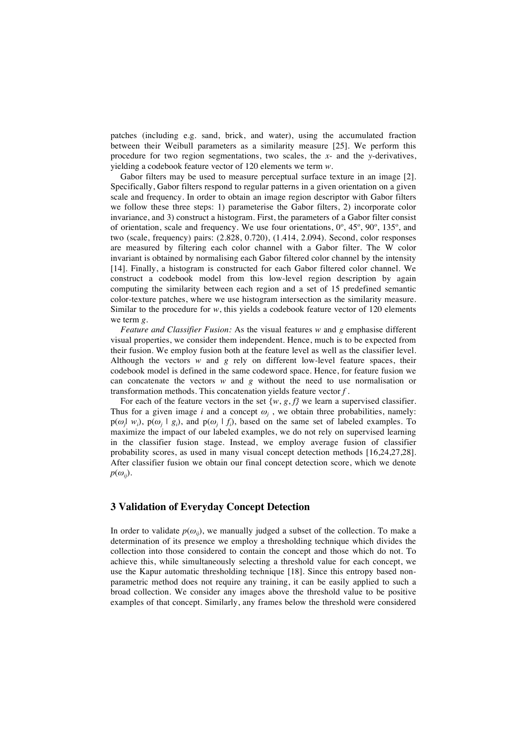patches (including e.g. sand, brick, and water), using the accumulated fraction between their Weibull parameters as a similarity measure [25]. We perform this procedure for two region segmentations, two scales, the $x$- and the $y$-derivatives, yielding a codebook feature vector of 120 elements we term $w$.

Gabor filters may be used to measure perceptual surface texture in an image [2]. Specifically, Gabor filters respond to regular patterns in a given orientation on a given scale and frequency. In order to obtain an image region descriptor with Gabor filters we follow these three steps: 1) parameterise the Gabor filters, 2) incorporate color invariance, and 3) construct a histogram. First, the parameters of a Gabor filter consist of orientation, scale and frequency. We use four orientations, 0º, 45º, 90º, 135º, and two (scale, frequency) pairs: (2.828, 0.720), (1.414, 2.094). Second, color responses are measured by filtering each color channel with a Gabor filter. The W color invariant is obtained by normalising each Gabor filtered color channel by the intensity [14]. Finally, a histogram is constructed for each Gabor filtered color channel. We construct a codebook model from this low-level region description by again computing the similarity between each region and a set of 15 predefined semantic color-texture patches, where we use histogram intersection as the similarity measure. Similar to the procedure for $w$, this yields a codebook feature vector of 120 elements we term $g$.

*Feature and Classifier Fusion:* As the visual features $w$ and $g$ emphasise different visual properties, we consider them independent. Hence, much is to be expected from their fusion. We employ fusion both at the feature level as well as the classifier level. Although the vectors $w$ and $g$ rely on different low-level feature spaces, their codebook model is defined in the same codeword space. Hence, for feature fusion we can concatenate the vectors $w$ and $g$ without the need to use normalisation or transformation methods. This concatenation yields feature vector $f$.

For each of the feature vectors in the set $\{w, g, f\}$ we learn a supervised classifier. Thus for a given image $i$ and a concept $\omega_j$, we obtain three probabilities, namely: $p(\omega_j | w_i)$, $p(\omega_j | g_i)$, and $p(\omega_j | f_i)$, based on the same set of labeled examples. To maximize the impact of our labeled examples, we do not rely on supervised learning in the classifier fusion stage. Instead, we employ average fusion of classifier probability scores, as used in many visual concept detection methods [16,24,27,28]. After classifier fusion we obtain our final concept detection score, which we denote $p(\omega_{ij})$.

## 3 Validation of Everyday Concept Detection

In order to validate $p(\omega_{ij})$, we manually judged a subset of the collection. To make a determination of its presence we employ a thresholding technique which divides the collection into those considered to contain the concept and those which do not. To achieve this, while simultaneously selecting a threshold value for each concept, we use the Kapur automatic thresholding technique [18]. Since this entropy based non-parametric method does not require any training, it can be easily applied to such a broad collection. We consider any images above the threshold value to be positive examples of that concept. Similarly, any frames below the threshold were considered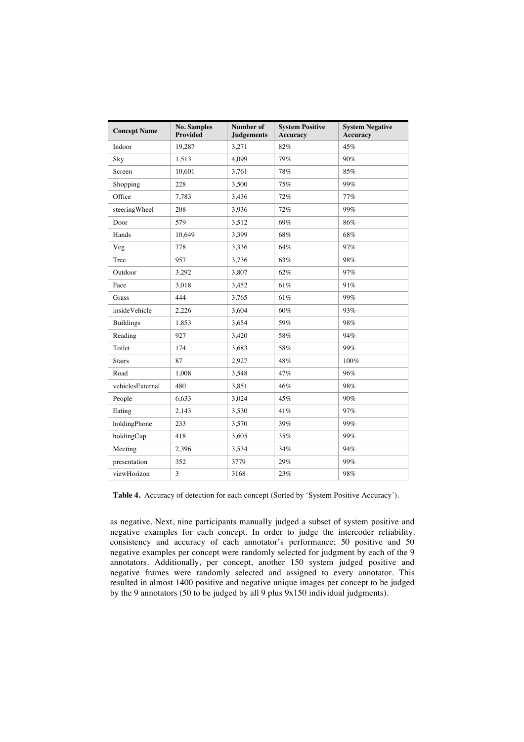| Concept Name | No. Samples Provided | Number of Judgements | System Positive Accuracy | System Negative Accuracy |
|---|---|---|---|---|
| Indoor | 19,287 | 3,271 | 82% | 45% |
| Sky | 1,513 | 4,099 | 79% | 90% |
| Screen | 10,601 | 3,761 | 78% | 85% |
| Shopping | 228 | 3,500 | 75% | 99% |
| Office | 7,783 | 3,436 | 72% | 77% |
| steeringWheel | 208 | 3,936 | 72% | 99% |
| Door | 579 | 3,512 | 69% | 86% |
| Hands | 10,649 | 3,399 | 68% | 68% |
| Veg | 778 | 3,336 | 64% | 97% |
| Tree | 957 | 3,736 | 63% | 98% |
| Outdoor | 3,292 | 3,807 | 62% | 97% |
| Face | 3,018 | 3,452 | 61% | 91% |
| Grass | 444 | 3,765 | 61% | 99% |
| insideVehicle | 2,226 | 3,604 | 60% | 93% |
| Buildings | 1,853 | 3,654 | 59% | 98% |
| Reading | 927 | 3,420 | 58% | 94% |
| Toilet | 174 | 3,683 | 58% | 99% |
| Stairs | 87 | 2,927 | 48% | 100% |
| Road | 1,008 | 3,548 | 47% | 96% |
| vehiclesExternal | 480 | 3,851 | 46% | 98% |
| People | 6,633 | 3,024 | 45% | 90% |
| Eating | 2,143 | 3,530 | 41% | 97% |
| holdingPhone | 233 | 3,570 | 39% | 99% |
| holdingCup | 418 | 3,605 | 35% | 99% |
| Meeting | 2,396 | 3,534 | 34% | 94% |
| presentation | 352 | 3779 | 29% | 99% |
| viewHorizon | 3 | 3168 | 23% | 98% |

**Table 4.** Accuracy of detection for each concept (Sorted by 'System Positive Accuracy').

as negative. Next, nine participants manually judged a subset of system positive and negative examples for each concept. In order to judge the intercoder reliability, consistency and accuracy of each annotator's performance; 50 positive and 50 negative examples per concept were randomly selected for judgment by each of the 9 annotators. Additionally, per concept, another 150 system judged positive and negative frames were randomly selected and assigned to every annotator. This resulted in almost 1400 positive and negative unique images per concept to be judged by the 9 annotators (50 to be judged by all 9 plus 9x150 individual judgments).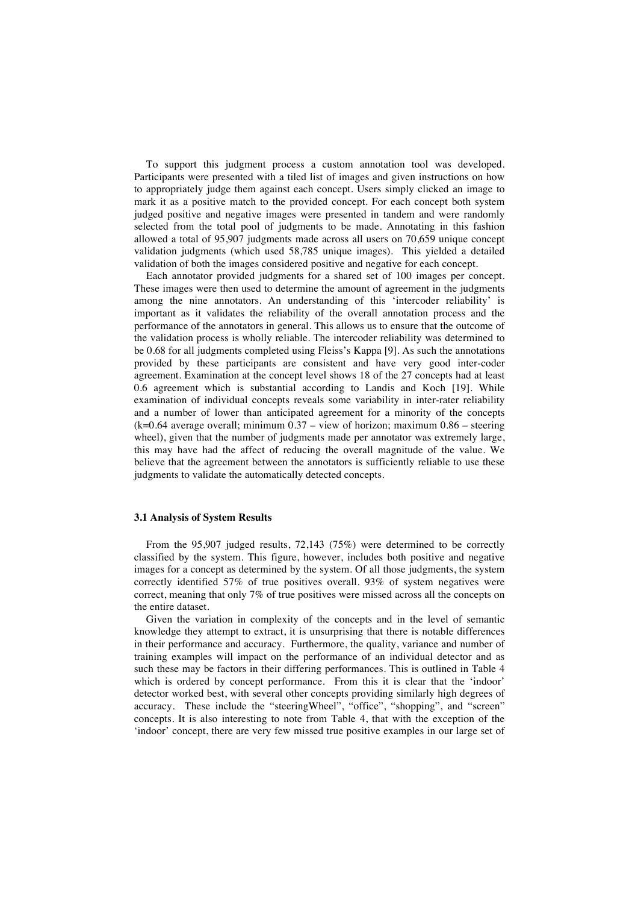To support this judgment process a custom annotation tool was developed. Participants were presented with a tiled list of images and given instructions on how to appropriately judge them against each concept. Users simply clicked an image to mark it as a positive match to the provided concept. For each concept both system judged positive and negative images were presented in tandem and were randomly selected from the total pool of judgments to be made. Annotating in this fashion allowed a total of 95,907 judgments made across all users on 70,659 unique concept validation judgments (which used 58,785 unique images). This yielded a detailed validation of both the images considered positive and negative for each concept.

Each annotator provided judgments for a shared set of 100 images per concept. These images were then used to determine the amount of agreement in the judgments among the nine annotators. An understanding of this 'intercoder reliability' is important as it validates the reliability of the overall annotation process and the performance of the annotators in general. This allows us to ensure that the outcome of the validation process is wholly reliable. The intercoder reliability was determined to be 0.68 for all judgments completed using Fleiss's Kappa [9]. As such the annotations provided by these participants are consistent and have very good inter-coder agreement. Examination at the concept level shows 18 of the 27 concepts had at least 0.6 agreement which is substantial according to Landis and Koch [19]. While examination of individual concepts reveals some variability in inter-rater reliability and a number of lower than anticipated agreement for a minority of the concepts (k=0.64 average overall; minimum 0.37 – view of horizon; maximum 0.86 – steering wheel), given that the number of judgments made per annotator was extremely large, this may have had the affect of reducing the overall magnitude of the value. We believe that the agreement between the annotators is sufficiently reliable to use these judgments to validate the automatically detected concepts.

### 3.1 Analysis of System Results

From the 95,907 judged results, 72,143 (75%) were determined to be correctly classified by the system. This figure, however, includes both positive and negative images for a concept as determined by the system. Of all those judgments, the system correctly identified 57% of true positives overall. 93% of system negatives were correct, meaning that only 7% of true positives were missed across all the concepts on the entire dataset.

Given the variation in complexity of the concepts and in the level of semantic knowledge they attempt to extract, it is unsurprising that there is notable differences in their performance and accuracy. Furthermore, the quality, variance and number of training examples will impact on the performance of an individual detector and as such these may be factors in their differing performances. This is outlined in Table 4 which is ordered by concept performance. From this it is clear that the 'indoor' detector worked best, with several other concepts providing similarly high degrees of accuracy. These include the "steeringWheel", "office", "shopping", and "screen" concepts. It is also interesting to note from Table 4, that with the exception of the 'indoor' concept, there are very few missed true positive examples in our large set of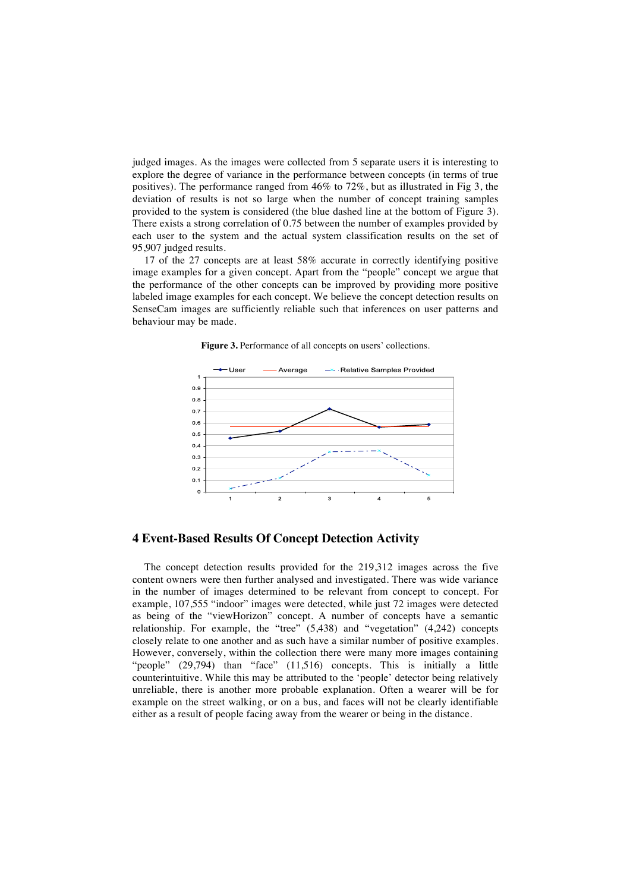judged images. As the images were collected from 5 separate users it is interesting to explore the degree of variance in the performance between concepts (in terms of true positives). The performance ranged from 46% to 72%, but as illustrated in Fig 3, the deviation of results is not so large when the number of concept training samples provided to the system is considered (the blue dashed line at the bottom of Figure 3). There exists a strong correlation of 0.75 between the number of examples provided by each user to the system and the actual system classification results on the set of 95,907 judged results.

17 of the 27 concepts are at least 58% accurate in correctly identifying positive image examples for a given concept. Apart from the "people" concept we argue that the performance of the other concepts can be improved by providing more positive labeled image examples for each concept. We believe the concept detection results on SenseCam images are sufficiently reliable such that inferences on user patterns and behaviour may be made.

**Figure 3.** Performance of all concepts on users' collections.

## 4 Event-Based Results Of Concept Detection Activity

The concept detection results provided for the 219,312 images across the five content owners were then further analysed and investigated. There was wide variance in the number of images determined to be relevant from concept to concept. For example, 107,555 "indoor" images were detected, while just 72 images were detected as being of the "viewHorizon" concept. A number of concepts have a semantic relationship. For example, the "tree" (5,438) and "vegetation" (4,242) concepts closely relate to one another and as such have a similar number of positive examples. However, conversely, within the collection there were many more images containing "people" (29,794) than "face" (11,516) concepts. This is initially a little counterintuitive. While this may be attributed to the 'people' detector being relatively unreliable, there is another more probable explanation. Often a wearer will be for example on the street walking, or on a bus, and faces will not be clearly identifiable either as a result of people facing away from the wearer or being in the distance.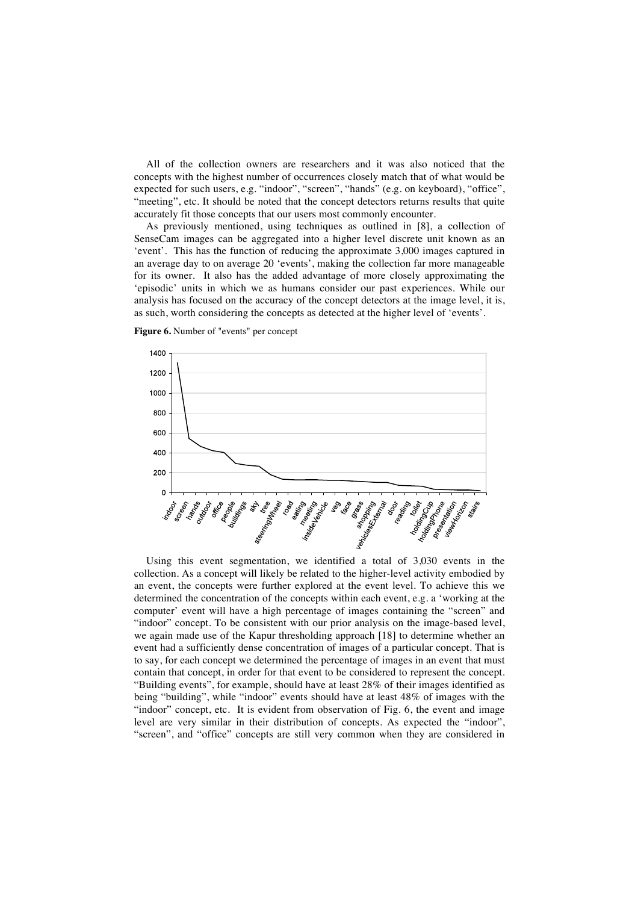All of the collection owners are researchers and it was also noticed that the concepts with the highest number of occurrences closely match that of what would be expected for such users, e.g. "indoor", "screen", "hands" (e.g. on keyboard), "office", "meeting", etc. It should be noted that the concept detectors returns results that quite accurately fit those concepts that our users most commonly encounter.

As previously mentioned, using techniques as outlined in [8], a collection of SenseCam images can be aggregated into a higher level discrete unit known as an 'event'. This has the function of reducing the approximate 3,000 images captured in an average day to on average 20 'events', making the collection far more manageable for its owner. It also has the added advantage of more closely approximating the 'episodic' units in which we as humans consider our past experiences. While our analysis has focused on the accuracy of the concept detectors at the image level, it is, as such, worth considering the concepts as detected at the higher level of 'events'.

**Figure 6.** Number of "events" per concept

Using this event segmentation, we identified a total of 3,030 events in the collection. As a concept will likely be related to the higher-level activity embodied by an event, the concepts were further explored at the event level. To achieve this we determined the concentration of the concepts within each event, e.g. a 'working at the computer' event will have a high percentage of images containing the "screen" and "indoor" concept. To be consistent with our prior analysis on the image-based level, we again made use of the Kapur thresholding approach [18] to determine whether an event had a sufficiently dense concentration of images of a particular concept. That is to say, for each concept we determined the percentage of images in an event that must contain that concept, in order for that event to be considered to represent the concept. "Building events", for example, should have at least 28% of their images identified as being "building", while "indoor" events should have at least 48% of images with the "indoor" concept, etc. It is evident from observation of Fig. 6, the event and image level are very similar in their distribution of concepts. As expected the "indoor", "screen", and "office" concepts are still very common when they are considered in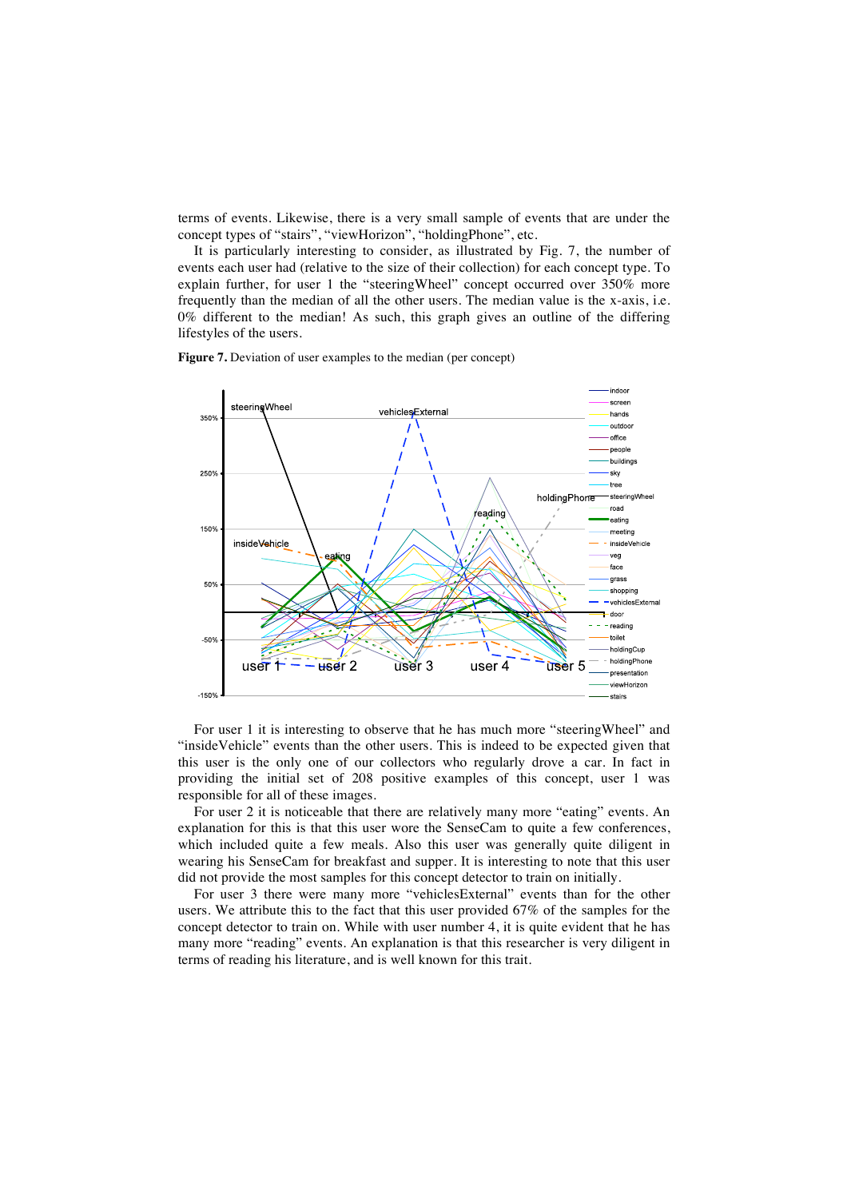terms of events. Likewise, there is a very small sample of events that are under the concept types of "stairs", "viewHorizon", "holdingPhone", etc.

It is particularly interesting to consider, as illustrated by Fig. 7, the number of events each user had (relative to the size of their collection) for each concept type. To explain further, for user 1 the "steeringWheel" concept occurred over 350% more frequently than the median of all the other users. The median value is the x-axis, i.e. 0% different to the median! As such, this graph gives an outline of the differing lifestyles of the users.

**Figure 7.** Deviation of user examples to the median (per concept)

For user 1 it is interesting to observe that he has much more "steeringWheel" and "insideVehicle" events than the other users. This is indeed to be expected given that this user is the only one of our collectors who regularly drove a car. In fact in providing the initial set of 208 positive examples of this concept, user 1 was responsible for all of these images.

For user 2 it is noticeable that there are relatively many more "eating" events. An explanation for this is that this user wore the SenseCam to quite a few conferences, which included quite a few meals. Also this user was generally quite diligent in wearing his SenseCam for breakfast and supper. It is interesting to note that this user did not provide the most samples for this concept detector to train on initially.

For user 3 there were many more "vehiclesExternal" events than for the other users. We attribute this to the fact that this user provided 67% of the samples for the concept detector to train on. While with user number 4, it is quite evident that he has many more "reading" events. An explanation is that this researcher is very diligent in terms of reading his literature, and is well known for this trait.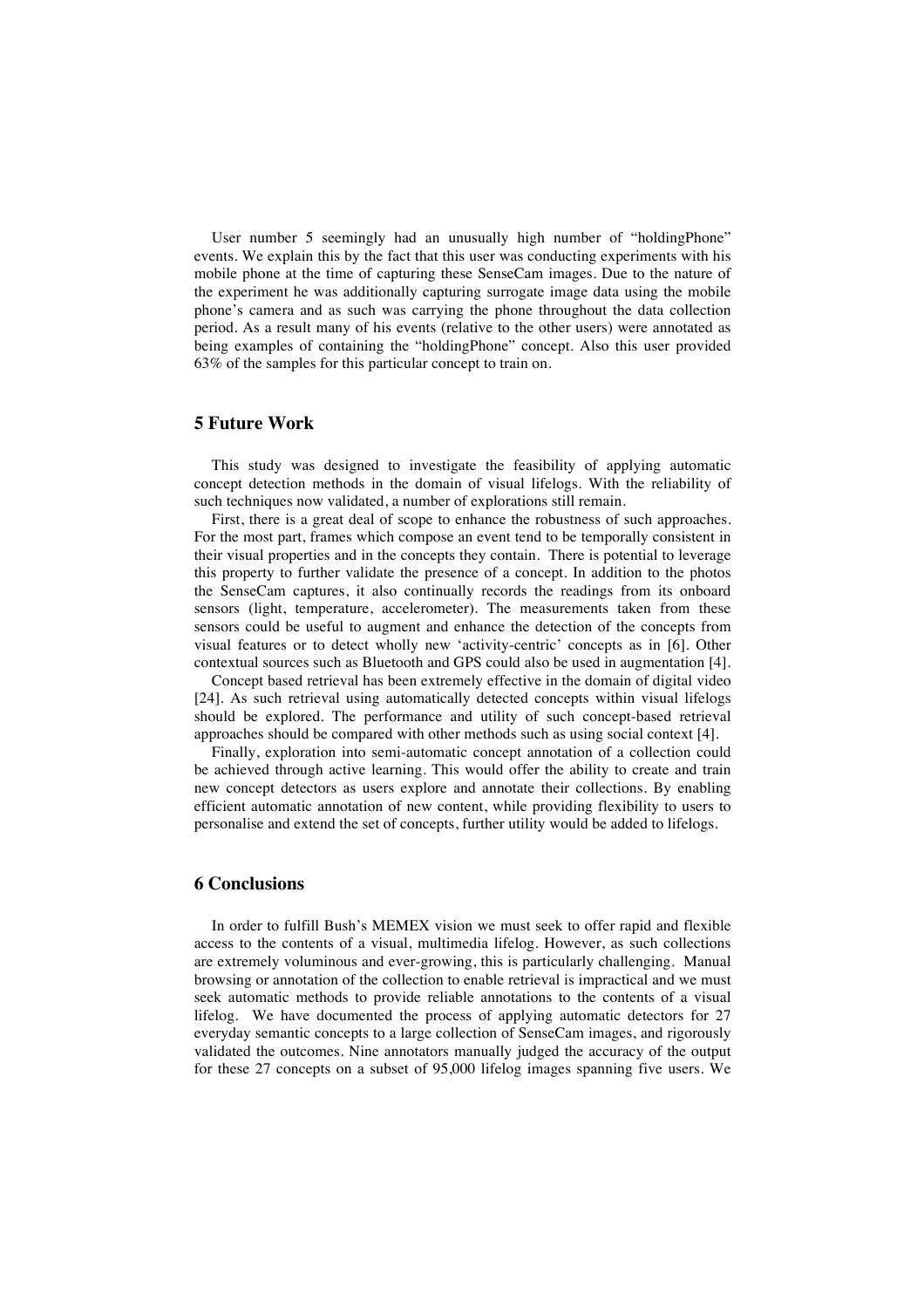User number 5 seemingly had an unusually high number of "holdingPhone" events. We explain this by the fact that this user was conducting experiments with his mobile phone at the time of capturing these SenseCam images. Due to the nature of the experiment he was additionally capturing surrogate image data using the mobile phone's camera and as such was carrying the phone throughout the data collection period. As a result many of his events (relative to the other users) were annotated as being examples of containing the "holdingPhone" concept. Also this user provided 63% of the samples for this particular concept to train on.

## 5 Future Work

This study was designed to investigate the feasibility of applying automatic concept detection methods in the domain of visual lifelogs. With the reliability of such techniques now validated, a number of explorations still remain.

First, there is a great deal of scope to enhance the robustness of such approaches. For the most part, frames which compose an event tend to be temporally consistent in their visual properties and in the concepts they contain. There is potential to leverage this property to further validate the presence of a concept. In addition to the photos the SenseCam captures, it also continually records the readings from its onboard sensors (light, temperature, accelerometer). The measurements taken from these sensors could be useful to augment and enhance the detection of the concepts from visual features or to detect wholly new 'activity-centric' concepts as in [6]. Other contextual sources such as Bluetooth and GPS could also be used in augmentation [4].

Concept based retrieval has been extremely effective in the domain of digital video [24]. As such retrieval using automatically detected concepts within visual lifelogs should be explored. The performance and utility of such concept-based retrieval approaches should be compared with other methods such as using social context [4].

Finally, exploration into semi-automatic concept annotation of a collection could be achieved through active learning. This would offer the ability to create and train new concept detectors as users explore and annotate their collections. By enabling efficient automatic annotation of new content, while providing flexibility to users to personalise and extend the set of concepts, further utility would be added to lifelogs.

## 6 Conclusions

In order to fulfill Bush's MEMEX vision we must seek to offer rapid and flexible access to the contents of a visual, multimedia lifelog. However, as such collections are extremely voluminous and ever-growing, this is particularly challenging. Manual browsing or annotation of the collection to enable retrieval is impractical and we must seek automatic methods to provide reliable annotations to the contents of a visual lifelog. We have documented the process of applying automatic detectors for 27 everyday semantic concepts to a large collection of SenseCam images, and rigorously validated the outcomes. Nine annotators manually judged the accuracy of the output for these 27 concepts on a subset of 95,000 lifelog images spanning five users. We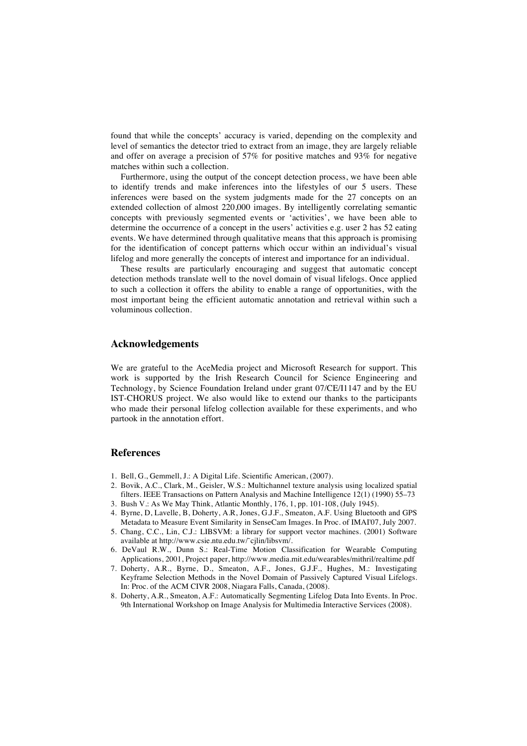found that while the concepts' accuracy is varied, depending on the complexity and level of semantics the detector tried to extract from an image, they are largely reliable and offer on average a precision of 57% for positive matches and 93% for negative matches within such a collection.

Furthermore, using the output of the concept detection process, we have been able to identify trends and make inferences into the lifestyles of our 5 users. These inferences were based on the system judgments made for the 27 concepts on an extended collection of almost 220,000 images. By intelligently correlating semantic concepts with previously segmented events or 'activities', we have been able to determine the occurrence of a concept in the users' activities e.g. user 2 has 52 eating events. We have determined through qualitative means that this approach is promising for the identification of concept patterns which occur within an individual's visual lifelog and more generally the concepts of interest and importance for an individual.

These results are particularly encouraging and suggest that automatic concept detection methods translate well to the novel domain of visual lifelogs. Once applied to such a collection it offers the ability to enable a range of opportunities, with the most important being the efficient automatic annotation and retrieval within such a voluminous collection.

## Acknowledgements

We are grateful to the AceMedia project and Microsoft Research for support. This work is supported by the Irish Research Council for Science Engineering and Technology, by Science Foundation Ireland under grant 07/CE/I1147 and by the EU IST-CHORUS project. We also would like to extend our thanks to the participants who made their personal lifelog collection available for these experiments, and who partook in the annotation effort.

## References

1. Bell, G., Gemmell, J.: A Digital Life. Scientific American, (2007).
2. Bovik, A.C., Clark, M., Geisler, W.S.: Multichannel texture analysis using localized spatial filters. IEEE Transactions on Pattern Analysis and Machine Intelligence 12(1) (1990) 55–73
3. Bush V.: As We May Think, Atlantic Monthly, 176, 1, pp. 101-108, (July 1945).
4. Byrne, D, Lavelle, B, Doherty, A.R, Jones, G.J.F., Smeaton, A.F. Using Bluetooth and GPS Metadata to Measure Event Similarity in SenseCam Images. In Proc. of IMAI'07, July 2007.
5. Chang, C.C., Lin, C.J.: LIBSVM: a library for support vector machines. (2001) Software available at http://www.csie.ntu.edu.tw/~cjlin/libsvm/.
6. DeVaul R.W., Dunn S.: Real-Time Motion Classification for Wearable Computing Applications, 2001, Project paper, http://www.media.mit.edu/wearables/mithril/realtime.pdf
7. Doherty, A.R., Byrne, D., Smeaton, A.F., Jones, G.J.F., Hughes, M.: Investigating Keyframe Selection Methods in the Novel Domain of Passively Captured Visual Lifelogs. In: Proc. of the ACM CIVR 2008, Niagara Falls, Canada, (2008).
8. Doherty, A.R., Smeaton, A.F.: Automatically Segmenting Lifelog Data Into Events. In Proc. 9th International Workshop on Image Analysis for Multimedia Interactive Services (2008).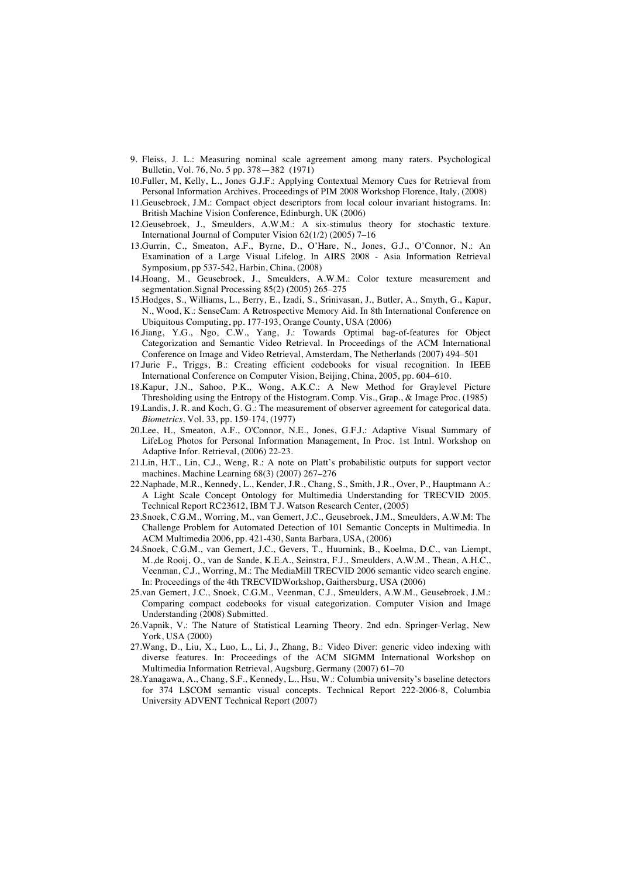9. Fleiss, J. L.: Measuring nominal scale agreement among many raters. Psychological Bulletin, Vol. 76, No. 5 pp. 378—382 (1971)
10. Fuller, M, Kelly, L., Jones G.J.F.: Applying Contextual Memory Cues for Retrieval from Personal Information Archives. Proceedings of PIM 2008 Workshop Florence, Italy, (2008)
11. Geusebroek, J.M.: Compact object descriptors from local colour invariant histograms. In: British Machine Vision Conference, Edinburgh, UK (2006)
12. Geusebroek, J., Smeulders, A.W.M.: A six-stimulus theory for stochastic texture. International Journal of Computer Vision 62(1/2) (2005) 7–16
13. Gurrin, C., Smeaton, A.F., Byrne, D., O'Hare, N., Jones, G.J., O'Connor, N.: An Examination of a Large Visual Lifelog. In AIRS 2008 - Asia Information Retrieval Symposium, pp 537-542, Harbin, China, (2008)
14. Hoang, M., Geusebroek, J., Smeulders, A.W.M.: Color texture measurement and segmentation.Signal Processing 85(2) (2005) 265–275
15. Hodges, S., Williams, L., Berry, E., Izadi, S., Srinivasan, J., Butler, A., Smyth, G., Kapur, N., Wood, K.: SenseCam: A Retrospective Memory Aid. In 8th International Conference on Ubiquitous Computing, pp. 177-193, Orange County, USA (2006)
16. Jiang, Y.G., Ngo, C.W., Yang, J.: Towards Optimal bag-of-features for Object Categorization and Semantic Video Retrieval. In Proceedings of the ACM International Conference on Image and Video Retrieval, Amsterdam, The Netherlands (2007) 494–501
17. Jurie F., Triggs, B.: Creating efficient codebooks for visual recognition. In IEEE International Conference on Computer Vision, Beijing, China, 2005, pp. 604–610.
18. Kapur, J.N., Sahoo, P.K., Wong, A.K.C.: A New Method for Graylevel Picture Thresholding using the Entropy of the Histogram. Comp. Vis., Grap., & Image Proc. (1985)
19. Landis, J. R. and Koch, G. G.: The measurement of observer agreement for categorical data. *Biometrics*. Vol. 33, pp. 159-174, (1977)
20. Lee, H., Smeaton, A.F., O'Connor, N.E., Jones, G.F.J.: Adaptive Visual Summary of LifeLog Photos for Personal Information Management, In Proc. 1st Intnl. Workshop on Adaptive Infor. Retrieval, (2006) 22-23.
21. Lin, H.T., Lin, C.J., Weng, R.: A note on Platt's probabilistic outputs for support vector machines. Machine Learning 68(3) (2007) 267–276
22. Naphade, M.R., Kennedy, L., Kender, J.R., Chang, S., Smith, J.R., Over, P., Hauptmann A.: A Light Scale Concept Ontology for Multimedia Understanding for TRECVID 2005. Technical Report RC23612, IBM T.J. Watson Research Center, (2005)
23. Snoek, C.G.M., Worring, M., van Gemert, J.C., Geusebroek, J.M., Smeulders, A.W.M: The Challenge Problem for Automated Detection of 101 Semantic Concepts in Multimedia. In ACM Multimedia 2006, pp. 421-430, Santa Barbara, USA, (2006)
24. Snoek, C.G.M., van Gemert, J.C., Gevers, T., Huurnink, B., Koelma, D.C., van Liempt, M.,de Rooij, O., van de Sande, K.E.A., Seinstra, F.J., Smeulders, A.W.M., Thean, A.H.C., Veenman, C.J., Worring, M.: The MediaMill TRECVID 2006 semantic video search engine. In: Proceedings of the 4th TRECVIDWorkshop, Gaithersburg, USA (2006)
25. van Gemert, J.C., Snoek, C.G.M., Veenman, C.J., Smeulders, A.W.M., Geusebroek, J.M.: Comparing compact codebooks for visual categorization. Computer Vision and Image Understanding (2008) Submitted.
26. Vapnik, V.: The Nature of Statistical Learning Theory. 2nd edn. Springer-Verlag, New York, USA (2000)
27. Wang, D., Liu, X., Luo, L., Li, J., Zhang, B.: Video Diver: generic video indexing with diverse features. In: Proceedings of the ACM SIGMM International Workshop on Multimedia Information Retrieval, Augsburg, Germany (2007) 61–70
28. Yanagawa, A., Chang, S.F., Kennedy, L., Hsu, W.: Columbia university's baseline detectors for 374 LSCOM semantic visual concepts. Technical Report 222-2006-8, Columbia University ADVENT Technical Report (2007)